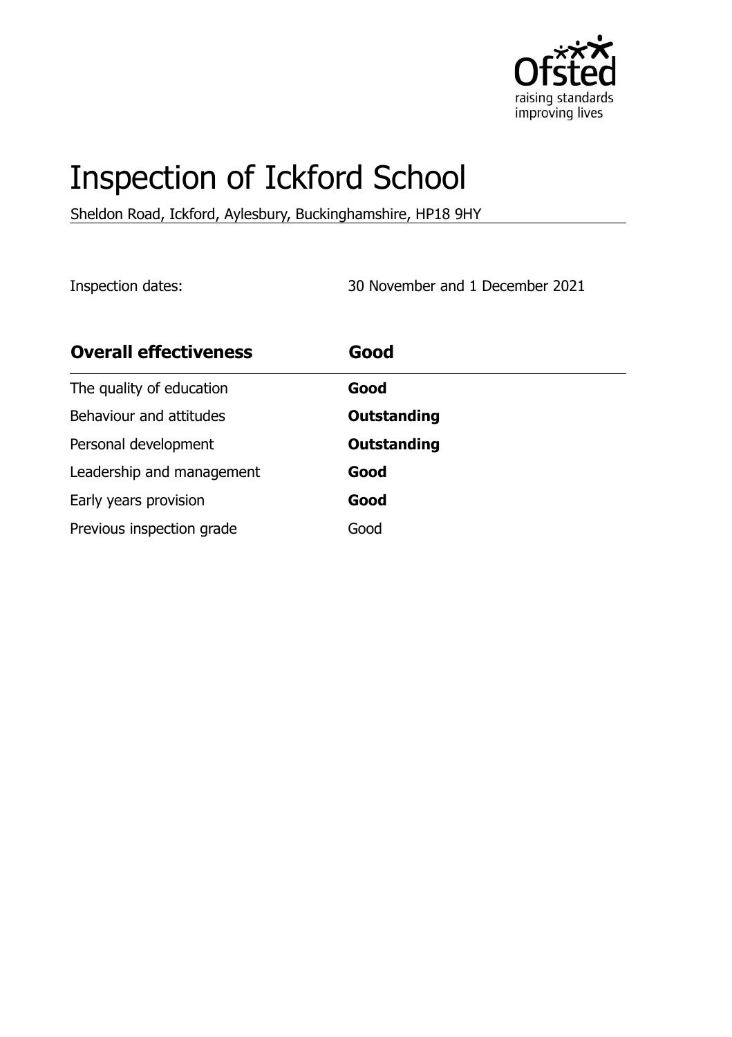# Inspection of Ickford School

Sheldon Road, Ickford, Aylesbury, Buckinghamshire, HP18 9HY

Inspection dates: 30 November and 1 December 2021

| Overall effectiveness | Good |
| --- | --- |
| The quality of education | **Good** |
| Behaviour and attitudes | **Outstanding** |
| Personal development | **Outstanding** |
| Leadership and management | **Good** |
| Early years provision | **Good** |
| Previous inspection grade | Good |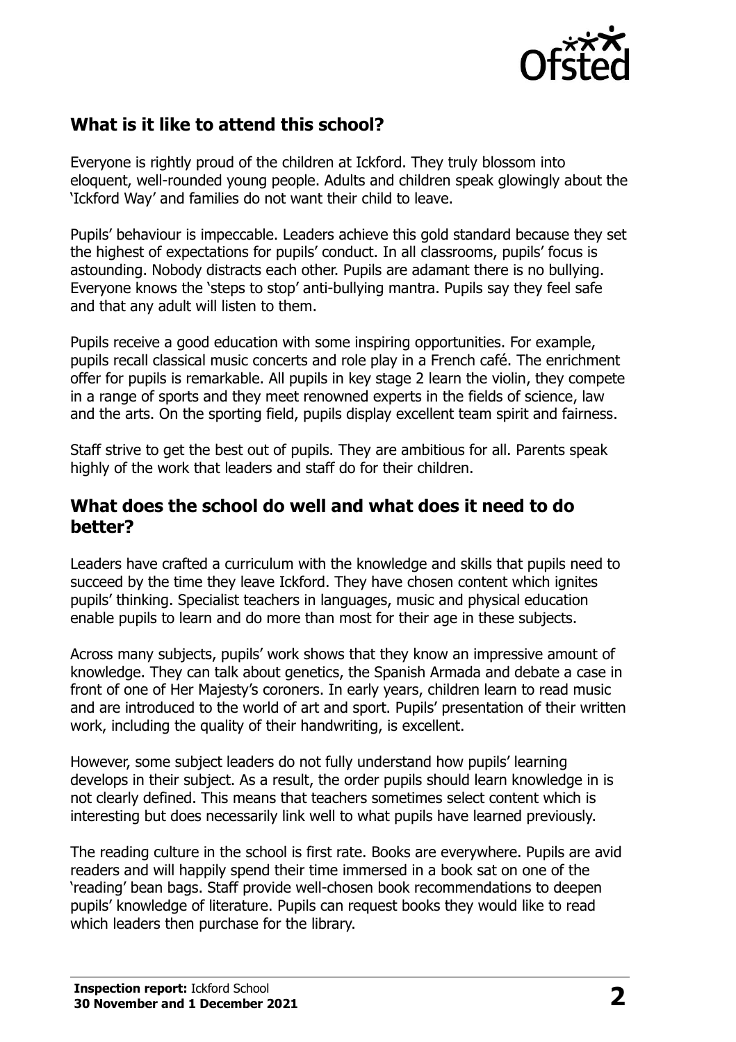## What is it like to attend this school?

Everyone is rightly proud of the children at Ickford. They truly blossom into eloquent, well-rounded young people. Adults and children speak glowingly about the 'Ickford Way' and families do not want their child to leave.

Pupils' behaviour is impeccable. Leaders achieve this gold standard because they set the highest of expectations for pupils' conduct. In all classrooms, pupils' focus is astounding. Nobody distracts each other. Pupils are adamant there is no bullying. Everyone knows the 'steps to stop' anti-bullying mantra. Pupils say they feel safe and that any adult will listen to them.

Pupils receive a good education with some inspiring opportunities. For example, pupils recall classical music concerts and role play in a French café. The enrichment offer for pupils is remarkable. All pupils in key stage 2 learn the violin, they compete in a range of sports and they meet renowned experts in the fields of science, law and the arts. On the sporting field, pupils display excellent team spirit and fairness.

Staff strive to get the best out of pupils. They are ambitious for all. Parents speak highly of the work that leaders and staff do for their children.

## What does the school do well and what does it need to do better?

Leaders have crafted a curriculum with the knowledge and skills that pupils need to succeed by the time they leave Ickford. They have chosen content which ignites pupils' thinking. Specialist teachers in languages, music and physical education enable pupils to learn and do more than most for their age in these subjects.

Across many subjects, pupils' work shows that they know an impressive amount of knowledge. They can talk about genetics, the Spanish Armada and debate a case in front of one of Her Majesty's coroners. In early years, children learn to read music and are introduced to the world of art and sport. Pupils' presentation of their written work, including the quality of their handwriting, is excellent.

However, some subject leaders do not fully understand how pupils' learning develops in their subject. As a result, the order pupils should learn knowledge in is not clearly defined. This means that teachers sometimes select content which is interesting but does necessarily link well to what pupils have learned previously.

The reading culture in the school is first rate. Books are everywhere. Pupils are avid readers and will happily spend their time immersed in a book sat on one of the 'reading' bean bags. Staff provide well-chosen book recommendations to deepen pupils' knowledge of literature. Pupils can request books they would like to read which leaders then purchase for the library.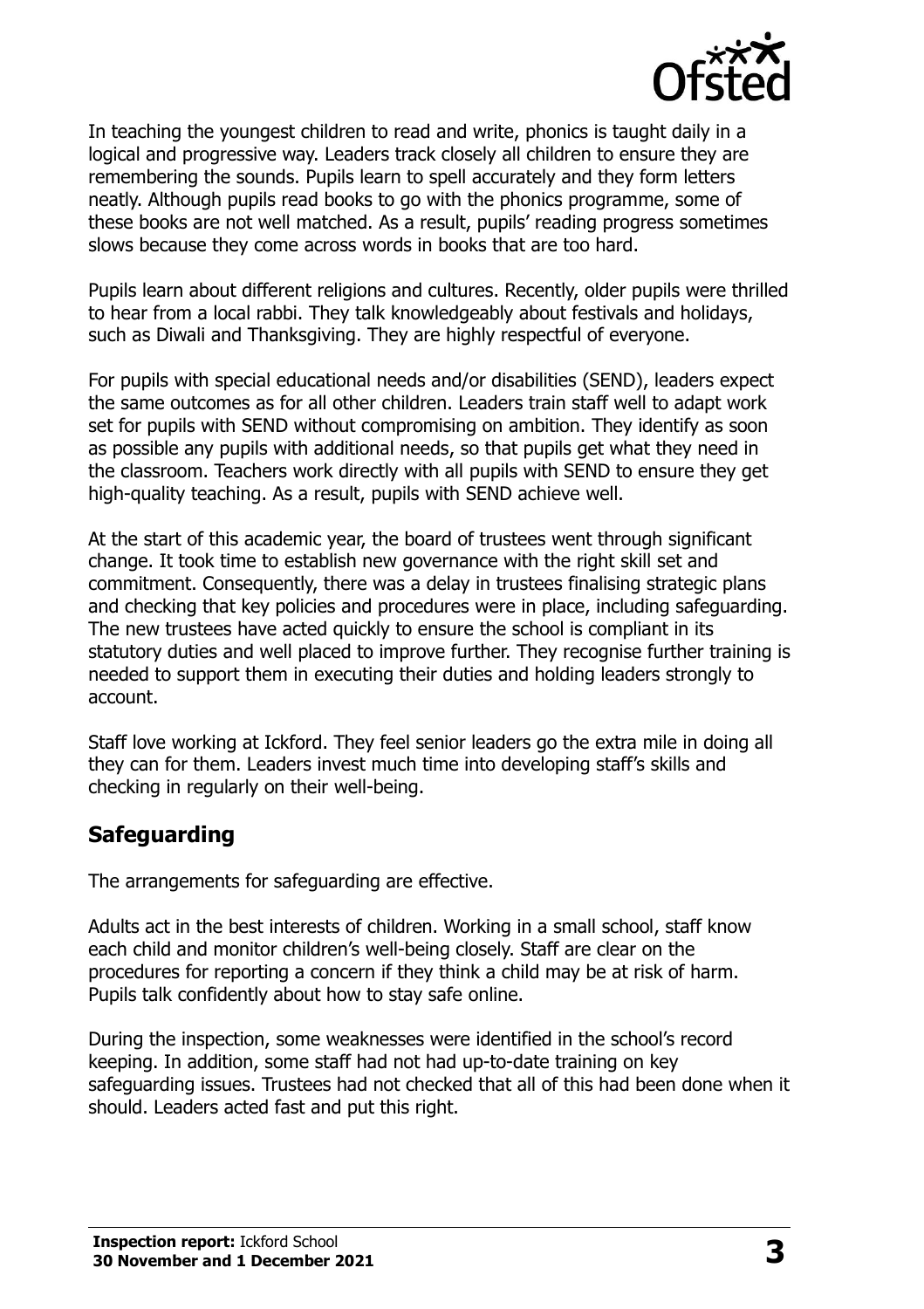In teaching the youngest children to read and write, phonics is taught daily in a logical and progressive way. Leaders track closely all children to ensure they are remembering the sounds. Pupils learn to spell accurately and they form letters neatly. Although pupils read books to go with the phonics programme, some of these books are not well matched. As a result, pupils' reading progress sometimes slows because they come across words in books that are too hard.

Pupils learn about different religions and cultures. Recently, older pupils were thrilled to hear from a local rabbi. They talk knowledgeably about festivals and holidays, such as Diwali and Thanksgiving. They are highly respectful of everyone.

For pupils with special educational needs and/or disabilities (SEND), leaders expect the same outcomes as for all other children. Leaders train staff well to adapt work set for pupils with SEND without compromising on ambition. They identify as soon as possible any pupils with additional needs, so that pupils get what they need in the classroom. Teachers work directly with all pupils with SEND to ensure they get high-quality teaching. As a result, pupils with SEND achieve well.

At the start of this academic year, the board of trustees went through significant change. It took time to establish new governance with the right skill set and commitment. Consequently, there was a delay in trustees finalising strategic plans and checking that key policies and procedures were in place, including safeguarding. The new trustees have acted quickly to ensure the school is compliant in its statutory duties and well placed to improve further. They recognise further training is needed to support them in executing their duties and holding leaders strongly to account.

Staff love working at Ickford. They feel senior leaders go the extra mile in doing all they can for them. Leaders invest much time into developing staff's skills and checking in regularly on their well-being.

## Safeguarding

The arrangements for safeguarding are effective.

Adults act in the best interests of children. Working in a small school, staff know each child and monitor children's well-being closely. Staff are clear on the procedures for reporting a concern if they think a child may be at risk of harm. Pupils talk confidently about how to stay safe online.

During the inspection, some weaknesses were identified in the school's record keeping. In addition, some staff had not had up-to-date training on key safeguarding issues. Trustees had not checked that all of this had been done when it should. Leaders acted fast and put this right.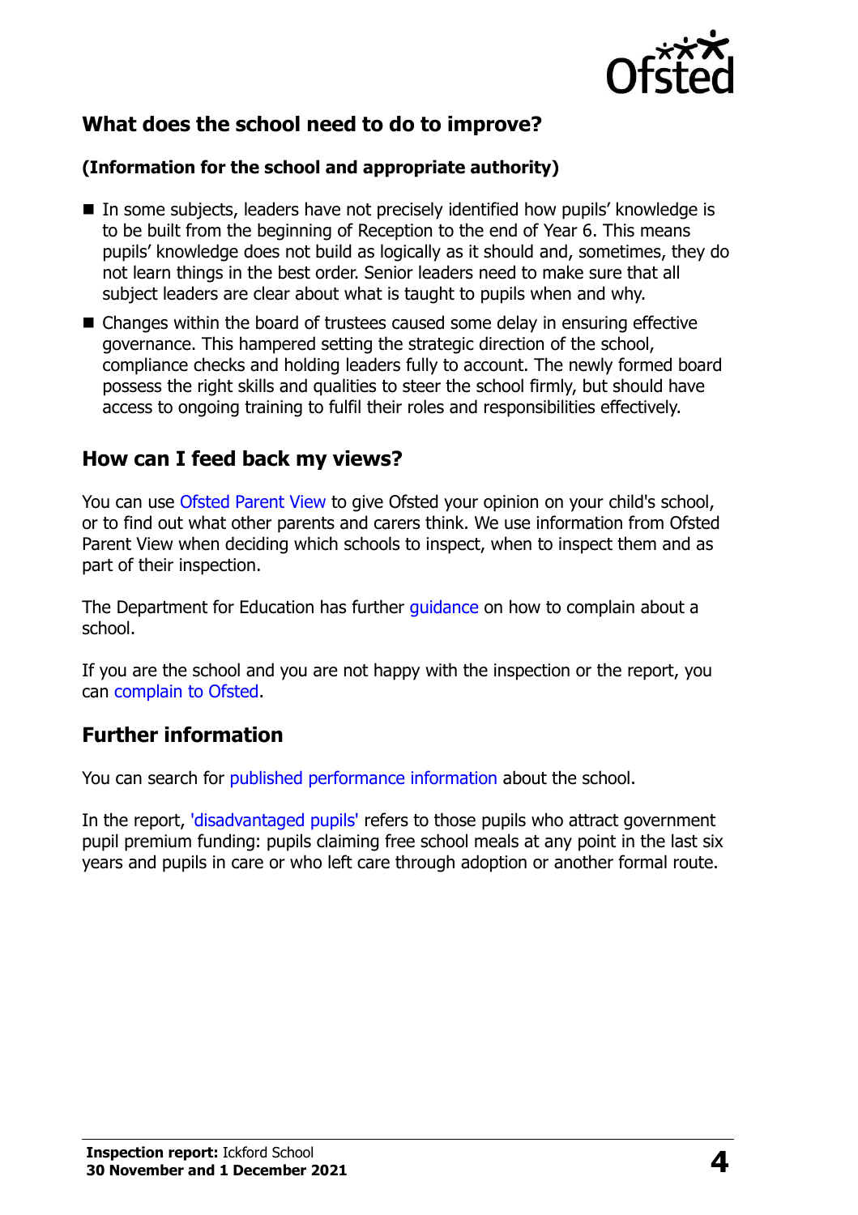## What does the school need to do to improve?

**(Information for the school and appropriate authority)**

- In some subjects, leaders have not precisely identified how pupils' knowledge is to be built from the beginning of Reception to the end of Year 6. This means pupils' knowledge does not build as logically as it should and, sometimes, they do not learn things in the best order. Senior leaders need to make sure that all subject leaders are clear about what is taught to pupils when and why.
- Changes within the board of trustees caused some delay in ensuring effective governance. This hampered setting the strategic direction of the school, compliance checks and holding leaders fully to account. The newly formed board possess the right skills and qualities to steer the school firmly, but should have access to ongoing training to fulfil their roles and responsibilities effectively.

## How can I feed back my views?

You can use Ofsted Parent View to give Ofsted your opinion on your child's school, or to find out what other parents and carers think. We use information from Ofsted Parent View when deciding which schools to inspect, when to inspect them and as part of their inspection.

The Department for Education has further guidance on how to complain about a school.

If you are the school and you are not happy with the inspection or the report, you can complain to Ofsted.

## Further information

You can search for published performance information about the school.

In the report, 'disadvantaged pupils' refers to those pupils who attract government pupil premium funding: pupils claiming free school meals at any point in the last six years and pupils in care or who left care through adoption or another formal route.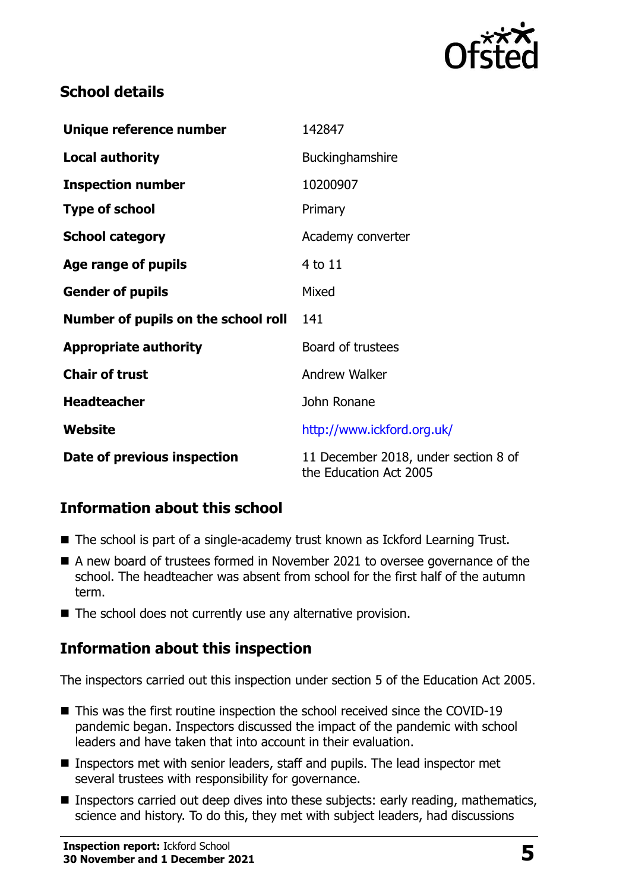## School details

| | |
|---|---|
| **Unique reference number** | 142847 |
| **Local authority** | Buckinghamshire |
| **Inspection number** | 10200907 |
| **Type of school** | Primary |
| **School category** | Academy converter |
| **Age range of pupils** | 4 to 11 |
| **Gender of pupils** | Mixed |
| **Number of pupils on the school roll** | 141 |
| **Appropriate authority** | Board of trustees |
| **Chair of trust** | Andrew Walker |
| **Headteacher** | John Ronane |
| **Website** | http://www.ickford.org.uk/ |
| **Date of previous inspection** | 11 December 2018, under section 8 of the Education Act 2005 |

## Information about this school

- The school is part of a single-academy trust known as Ickford Learning Trust.
- A new board of trustees formed in November 2021 to oversee governance of the school. The headteacher was absent from school for the first half of the autumn term.
- The school does not currently use any alternative provision.

## Information about this inspection

The inspectors carried out this inspection under section 5 of the Education Act 2005.

- This was the first routine inspection the school received since the COVID-19 pandemic began. Inspectors discussed the impact of the pandemic with school leaders and have taken that into account in their evaluation.
- Inspectors met with senior leaders, staff and pupils. The lead inspector met several trustees with responsibility for governance.
- Inspectors carried out deep dives into these subjects: early reading, mathematics, science and history. To do this, they met with subject leaders, had discussions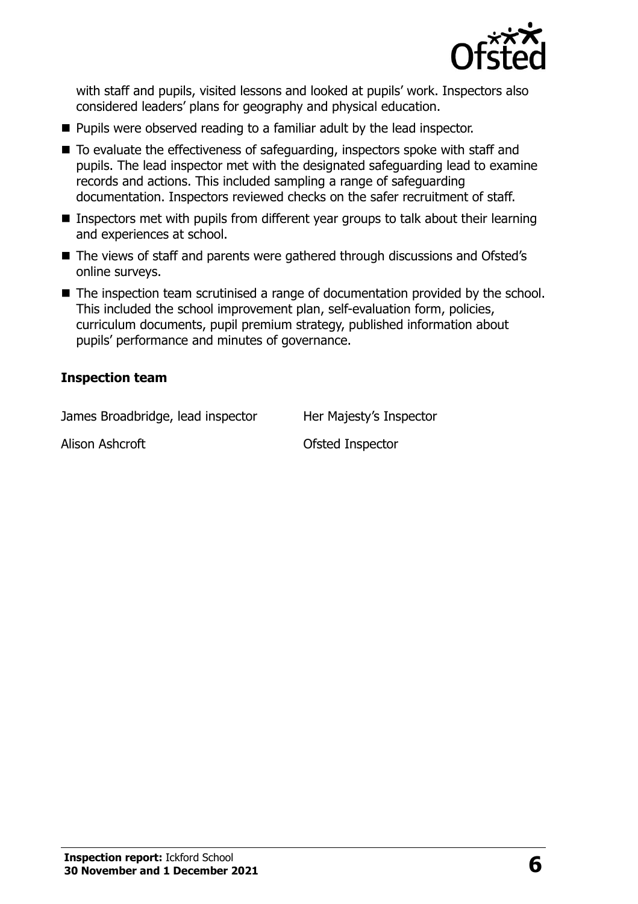with staff and pupils, visited lessons and looked at pupils' work. Inspectors also considered leaders' plans for geography and physical education.

- Pupils were observed reading to a familiar adult by the lead inspector.
- To evaluate the effectiveness of safeguarding, inspectors spoke with staff and pupils. The lead inspector met with the designated safeguarding lead to examine records and actions. This included sampling a range of safeguarding documentation. Inspectors reviewed checks on the safer recruitment of staff.
- Inspectors met with pupils from different year groups to talk about their learning and experiences at school.
- The views of staff and parents were gathered through discussions and Ofsted's online surveys.
- The inspection team scrutinised a range of documentation provided by the school. This included the school improvement plan, self-evaluation form, policies, curriculum documents, pupil premium strategy, published information about pupils' performance and minutes of governance.

### Inspection team

| | |
|---|---|
| James Broadbridge, lead inspector | Her Majesty's Inspector |
| Alison Ashcroft | Ofsted Inspector |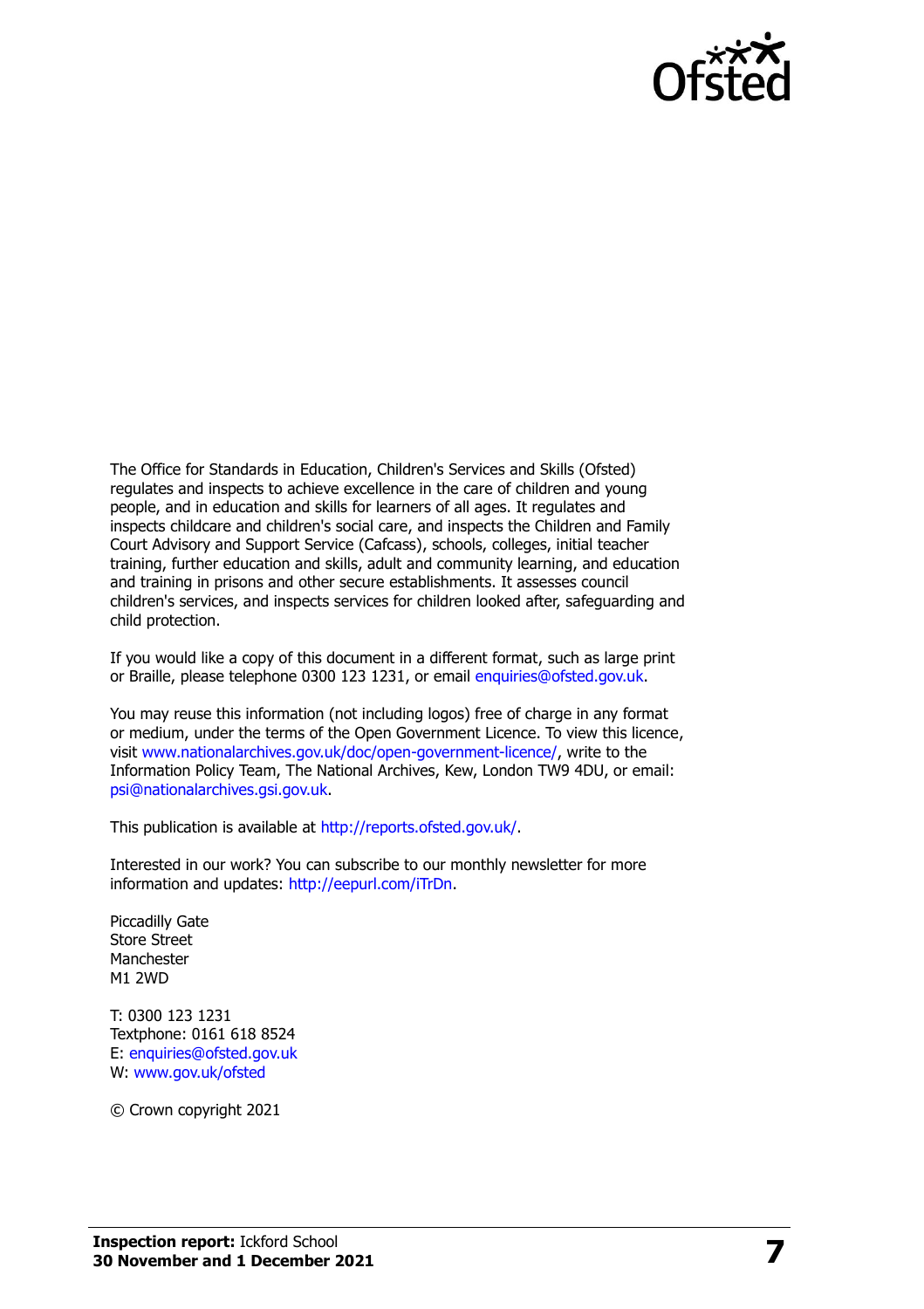The Office for Standards in Education, Children's Services and Skills (Ofsted) regulates and inspects to achieve excellence in the care of children and young people, and in education and skills for learners of all ages. It regulates and inspects childcare and children's social care, and inspects the Children and Family Court Advisory and Support Service (Cafcass), schools, colleges, initial teacher training, further education and skills, adult and community learning, and education and training in prisons and other secure establishments. It assesses council children's services, and inspects services for children looked after, safeguarding and child protection.

If you would like a copy of this document in a different format, such as large print or Braille, please telephone 0300 123 1231, or email enquiries@ofsted.gov.uk.

You may reuse this information (not including logos) free of charge in any format or medium, under the terms of the Open Government Licence. To view this licence, visit www.nationalarchives.gov.uk/doc/open-government-licence/, write to the Information Policy Team, The National Archives, Kew, London TW9 4DU, or email: psi@nationalarchives.gsi.gov.uk.

This publication is available at http://reports.ofsted.gov.uk/.

Interested in our work? You can subscribe to our monthly newsletter for more information and updates: http://eepurl.com/iTrDn.

Piccadilly Gate
Store Street
Manchester
M1 2WD

T: 0300 123 1231
Textphone: 0161 618 8524
E: enquiries@ofsted.gov.uk
W: www.gov.uk/ofsted

© Crown copyright 2021